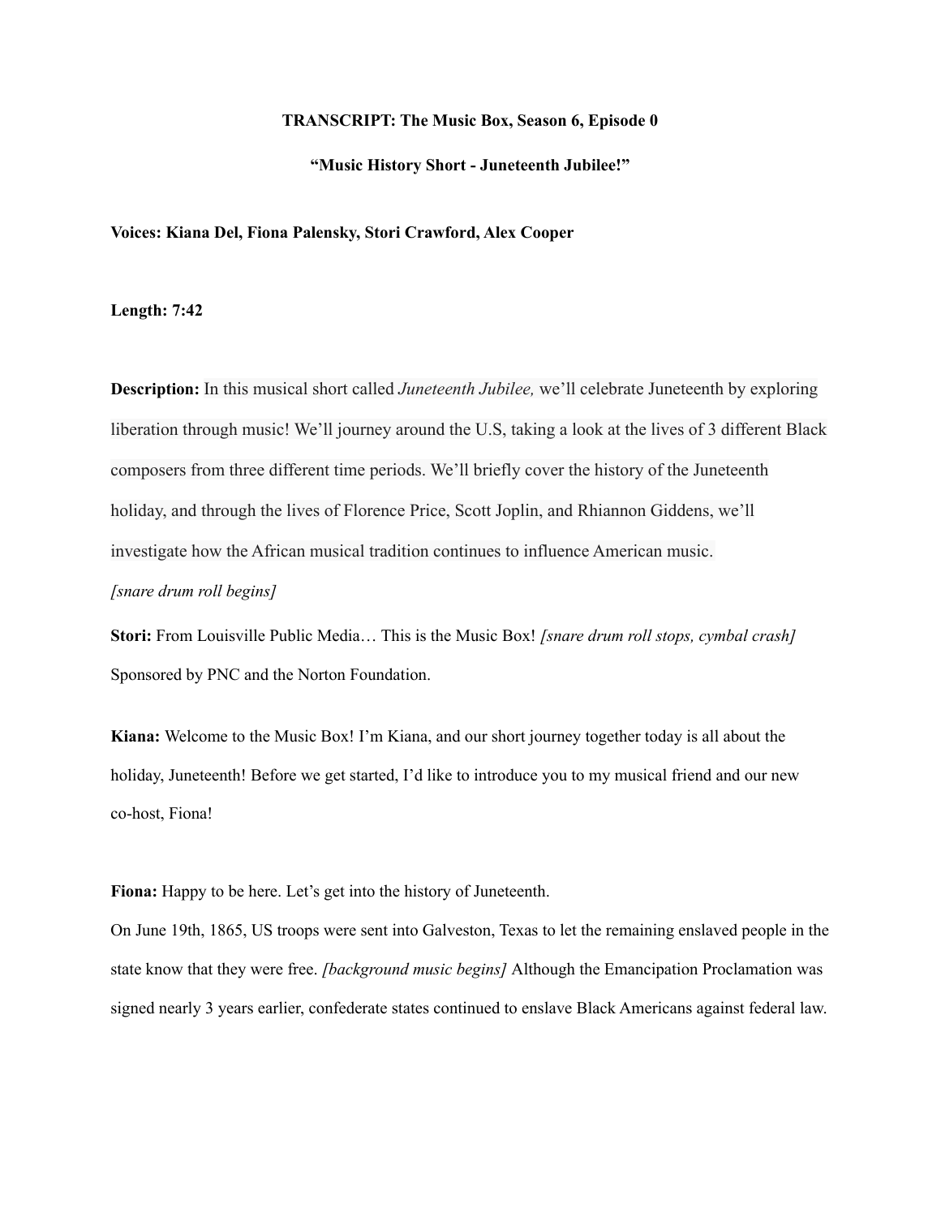**TRANSCRIPT: The Music Box, Season 6, Episode 0**

**"Music History Short - Juneteenth Jubilee!"**

**Voices: Kiana Del, Fiona Palensky, Stori Crawford, Alex Cooper**

**Length: 7:42**

**Description:** In this musical short called *Juneteenth Jubilee,* we'll celebrate Juneteenth by exploring liberation through music! We'll journey around the U.S, taking a look at the lives of 3 different Black composers from three different time periods. We'll briefly cover the history of the Juneteenth holiday, and through the lives of Florence Price, Scott Joplin, and Rhiannon Giddens, we'll investigate how the African musical tradition continues to influence American music.

*[snare drum roll begins]*

**Stori:** From Louisville Public Media… This is the Music Box! *[snare drum roll stops, cymbal crash]* Sponsored by PNC and the Norton Foundation.

**Kiana:** Welcome to the Music Box! I'm Kiana, and our short journey together today is all about the holiday, Juneteenth! Before we get started, I'd like to introduce you to my musical friend and our new co-host, Fiona!

**Fiona:** Happy to be here. Let's get into the history of Juneteenth.

On June 19th, 1865, US troops were sent into Galveston, Texas to let the remaining enslaved people in the state know that they were free. *[background music begins]* Although the Emancipation Proclamation was signed nearly 3 years earlier, confederate states continued to enslave Black Americans against federal law.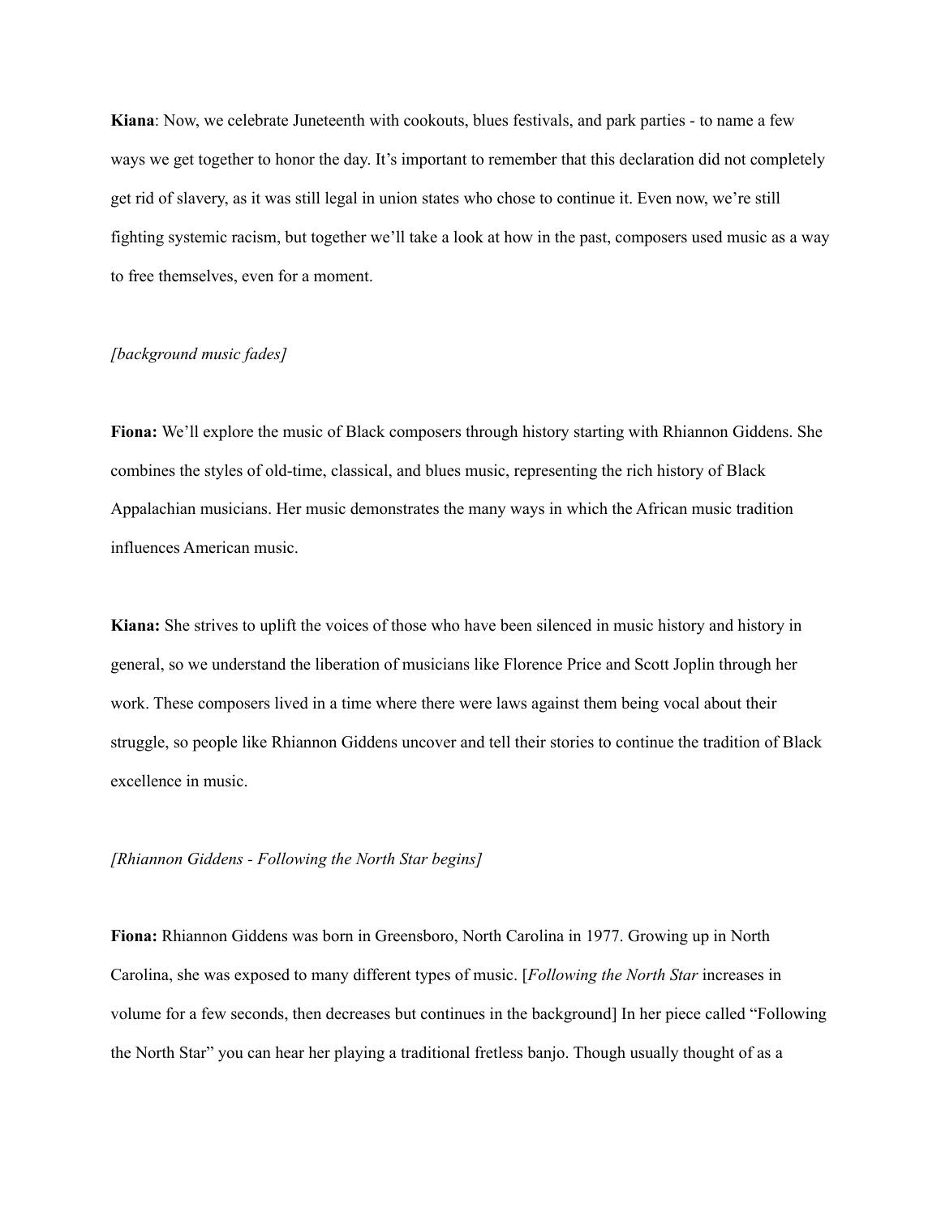**Kiana**: Now, we celebrate Juneteenth with cookouts, blues festivals, and park parties - to name a few ways we get together to honor the day. It's important to remember that this declaration did not completely get rid of slavery, as it was still legal in union states who chose to continue it. Even now, we're still fighting systemic racism, but together we'll take a look at how in the past, composers used music as a way to free themselves, even for a moment.

*[background music fades]*

**Fiona:** We'll explore the music of Black composers through history starting with Rhiannon Giddens. She combines the styles of old-time, classical, and blues music, representing the rich history of Black Appalachian musicians. Her music demonstrates the many ways in which the African music tradition influences American music.

**Kiana:** She strives to uplift the voices of those who have been silenced in music history and history in general, so we understand the liberation of musicians like Florence Price and Scott Joplin through her work. These composers lived in a time where there were laws against them being vocal about their struggle, so people like Rhiannon Giddens uncover and tell their stories to continue the tradition of Black excellence in music.

*[Rhiannon Giddens - Following the North Star begins]*

**Fiona:** Rhiannon Giddens was born in Greensboro, North Carolina in 1977. Growing up in North Carolina, she was exposed to many different types of music. [*Following the North Star* increases in volume for a few seconds, then decreases but continues in the background] In her piece called "Following the North Star" you can hear her playing a traditional fretless banjo. Though usually thought of as a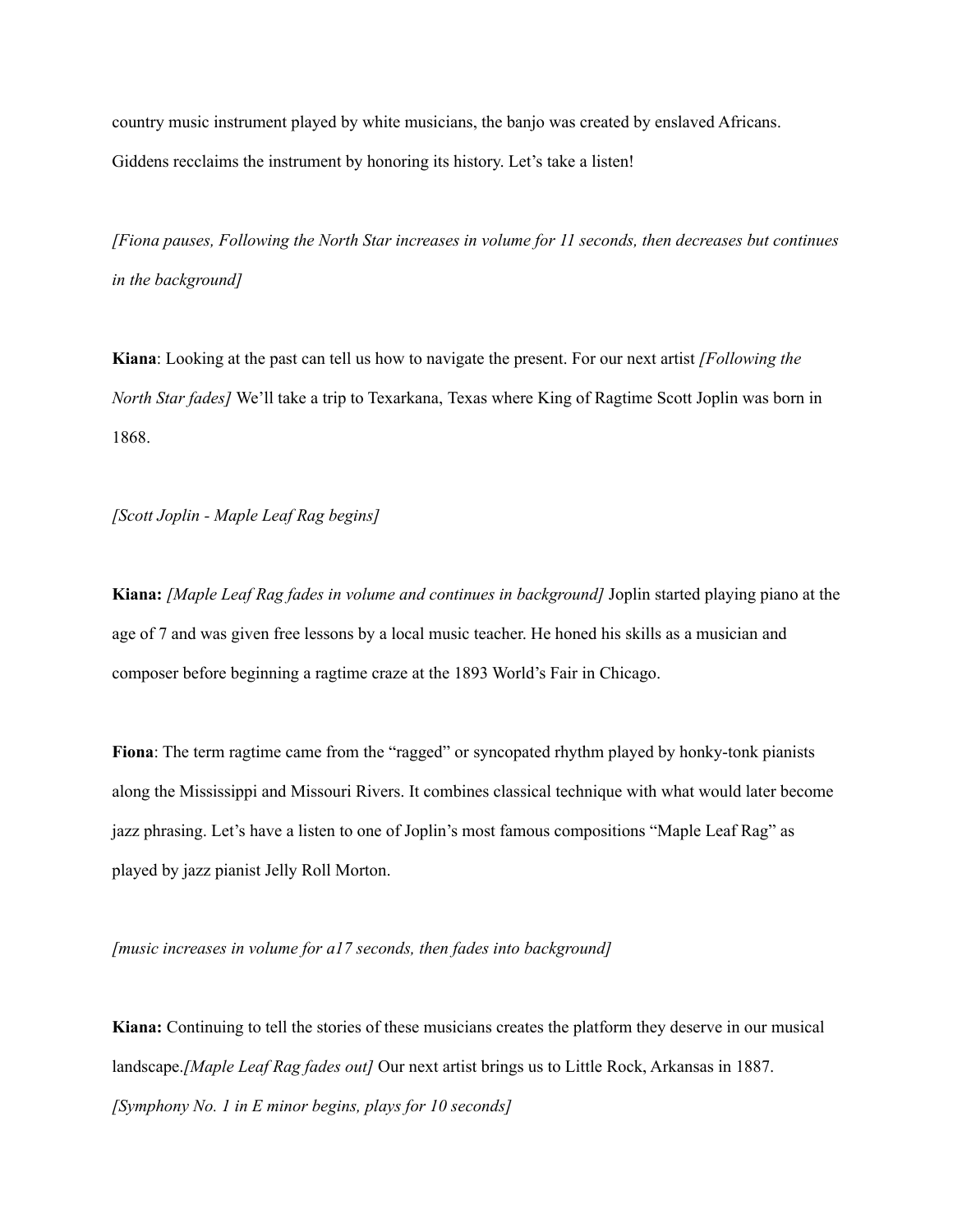country music instrument played by white musicians, the banjo was created by enslaved Africans. Giddens recclaims the instrument by honoring its history. Let's take a listen!

*[Fiona pauses, Following the North Star increases in volume for 11 seconds, then decreases but continues in the background]*

**Kiana**: Looking at the past can tell us how to navigate the present. For our next artist *[Following the North Star fades]* We'll take a trip to Texarkana, Texas where King of Ragtime Scott Joplin was born in 1868.

*[Scott Joplin - Maple Leaf Rag begins]*

**Kiana:** *[Maple Leaf Rag fades in volume and continues in background]* Joplin started playing piano at the age of 7 and was given free lessons by a local music teacher. He honed his skills as a musician and composer before beginning a ragtime craze at the 1893 World's Fair in Chicago.

**Fiona**: The term ragtime came from the "ragged" or syncopated rhythm played by honky-tonk pianists along the Mississippi and Missouri Rivers. It combines classical technique with what would later become jazz phrasing. Let's have a listen to one of Joplin's most famous compositions "Maple Leaf Rag" as played by jazz pianist Jelly Roll Morton.

*[music increases in volume for a17 seconds, then fades into background]*

**Kiana:** Continuing to tell the stories of these musicians creates the platform they deserve in our musical landscape.*[Maple Leaf Rag fades out]* Our next artist brings us to Little Rock, Arkansas in 1887.
*[Symphony No. 1 in E minor begins, plays for 10 seconds]*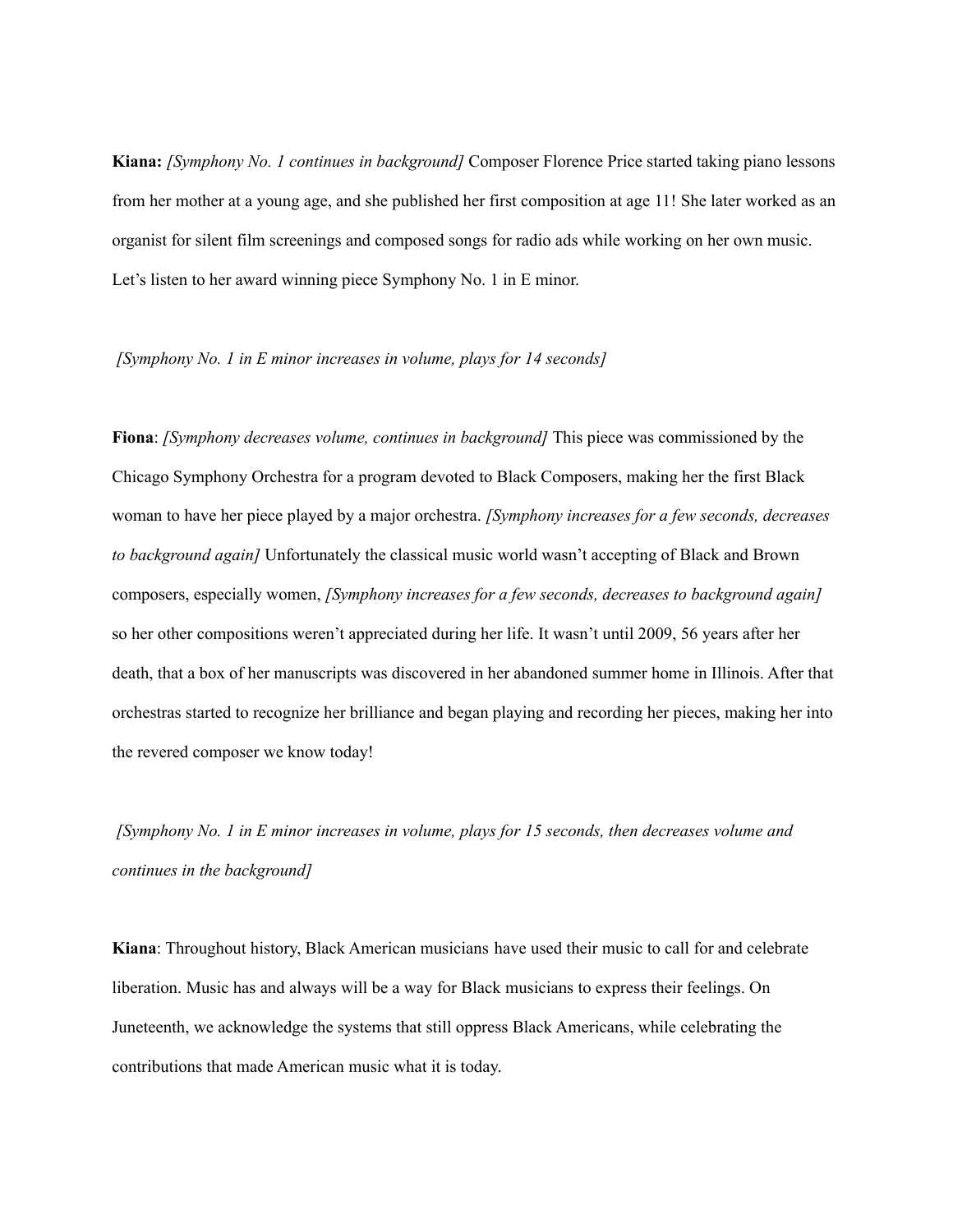**Kiana:** *[Symphony No. 1 continues in background]* Composer Florence Price started taking piano lessons from her mother at a young age, and she published her first composition at age 11! She later worked as an organist for silent film screenings and composed songs for radio ads while working on her own music. Let's listen to her award winning piece Symphony No. 1 in E minor.

*[Symphony No. 1 in E minor increases in volume, plays for 14 seconds]*

**Fiona**: *[Symphony decreases volume, continues in background]* This piece was commissioned by the Chicago Symphony Orchestra for a program devoted to Black Composers, making her the first Black woman to have her piece played by a major orchestra. *[Symphony increases for a few seconds, decreases to background again]* Unfortunately the classical music world wasn't accepting of Black and Brown composers, especially women, *[Symphony increases for a few seconds, decreases to background again]* so her other compositions weren't appreciated during her life. It wasn't until 2009, 56 years after her death, that a box of her manuscripts was discovered in her abandoned summer home in Illinois. After that orchestras started to recognize her brilliance and began playing and recording her pieces, making her into the revered composer we know today!

*[Symphony No. 1 in E minor increases in volume, plays for 15 seconds, then decreases volume and continues in the background]*

**Kiana**: Throughout history, Black American musicians have used their music to call for and celebrate liberation. Music has and always will be a way for Black musicians to express their feelings. On Juneteenth, we acknowledge the systems that still oppress Black Americans, while celebrating the contributions that made American music what it is today.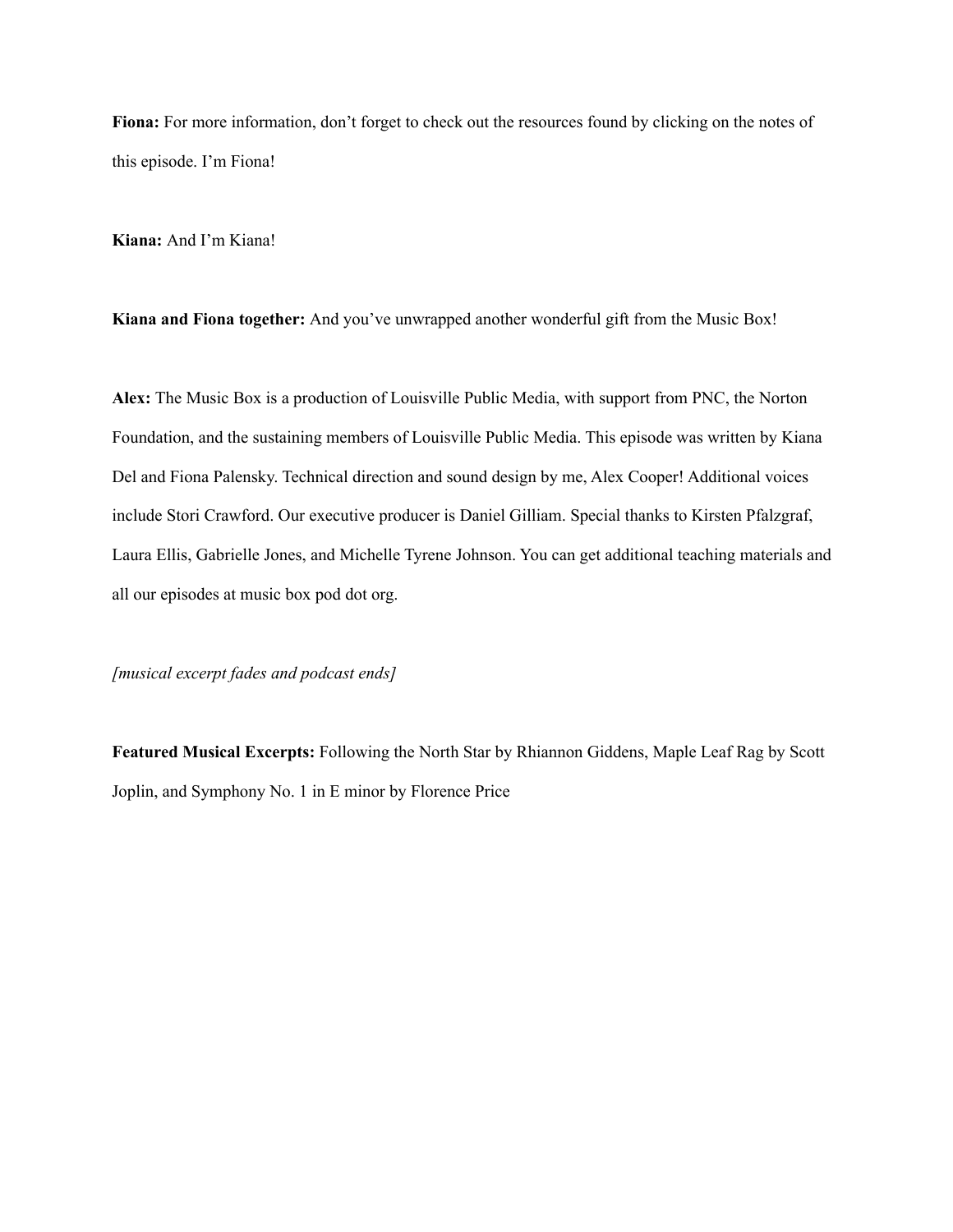**Fiona:** For more information, don't forget to check out the resources found by clicking on the notes of this episode. I'm Fiona!

**Kiana:** And I'm Kiana!

**Kiana and Fiona together:** And you've unwrapped another wonderful gift from the Music Box!

**Alex:** The Music Box is a production of Louisville Public Media, with support from PNC, the Norton Foundation, and the sustaining members of Louisville Public Media. This episode was written by Kiana Del and Fiona Palensky. Technical direction and sound design by me, Alex Cooper! Additional voices include Stori Crawford. Our executive producer is Daniel Gilliam. Special thanks to Kirsten Pfalzgraf, Laura Ellis, Gabrielle Jones, and Michelle Tyrene Johnson. You can get additional teaching materials and all our episodes at music box pod dot org.

*[musical excerpt fades and podcast ends]*

**Featured Musical Excerpts:** Following the North Star by Rhiannon Giddens, Maple Leaf Rag by Scott Joplin, and Symphony No. 1 in E minor by Florence Price